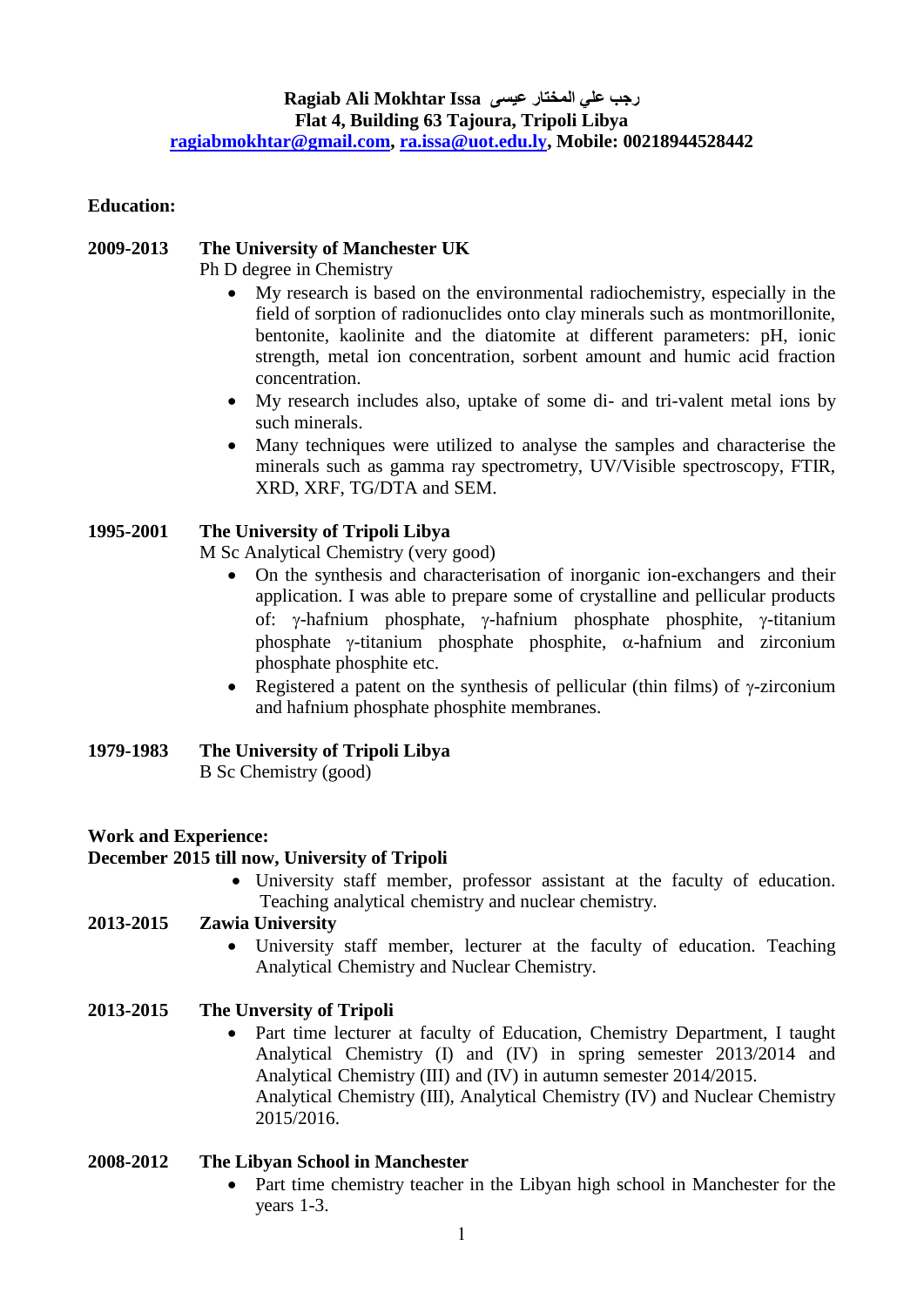**Ragiab Ali Mokhtar Issa رجب علي المختار عيسى**
**Flat 4, Building 63 Tajoura, Tripoli Libya**
**ragiabmokhtar@gmail.com, ra.issa@uot.edu.ly, Mobile: 00218944528442**

## Education:

**2009-2013 The University of Manchester UK**

Ph D degree in Chemistry

- My research is based on the environmental radiochemistry, especially in the field of sorption of radionuclides onto clay minerals such as montmorillonite, bentonite, kaolinite and the diatomite at different parameters: pH, ionic strength, metal ion concentration, sorbent amount and humic acid fraction concentration.
- My research includes also, uptake of some di- and tri-valent metal ions by such minerals.
- Many techniques were utilized to analyse the samples and characterise the minerals such as gamma ray spectrometry, UV/Visible spectroscopy, FTIR, XRD, XRF, TG/DTA and SEM.

**1995-2001 The University of Tripoli Libya**

M Sc Analytical Chemistry (very good)

- On the synthesis and characterisation of inorganic ion-exchangers and their application. I was able to prepare some of crystalline and pellicular products of: $\gamma$-hafnium phosphate, $\gamma$-hafnium phosphate phosphite, $\gamma$-titanium phosphate $\gamma$-titanium phosphate phosphite, $\alpha$-hafnium and zirconium phosphate phosphite etc.
- Registered a patent on the synthesis of pellicular (thin films) of $\gamma$-zirconium and hafnium phosphate phosphite membranes.

**1979-1983 The University of Tripoli Libya**

B Sc Chemistry (good)

## Work and Experience:

**December 2015 till now, University of Tripoli**

- University staff member, professor assistant at the faculty of education. Teaching analytical chemistry and nuclear chemistry.

**2013-2015 Zawia University**

- University staff member, lecturer at the faculty of education. Teaching Analytical Chemistry and Nuclear Chemistry.

**2013-2015 The Unversity of Tripoli**

- Part time lecturer at faculty of Education, Chemistry Department, I taught Analytical Chemistry (I) and (IV) in spring semester 2013/2014 and Analytical Chemistry (III) and (IV) in autumn semester 2014/2015.
  Analytical Chemistry (III), Analytical Chemistry (IV) and Nuclear Chemistry 2015/2016.

**2008-2012 The Libyan School in Manchester**

- Part time chemistry teacher in the Libyan high school in Manchester for the years 1-3.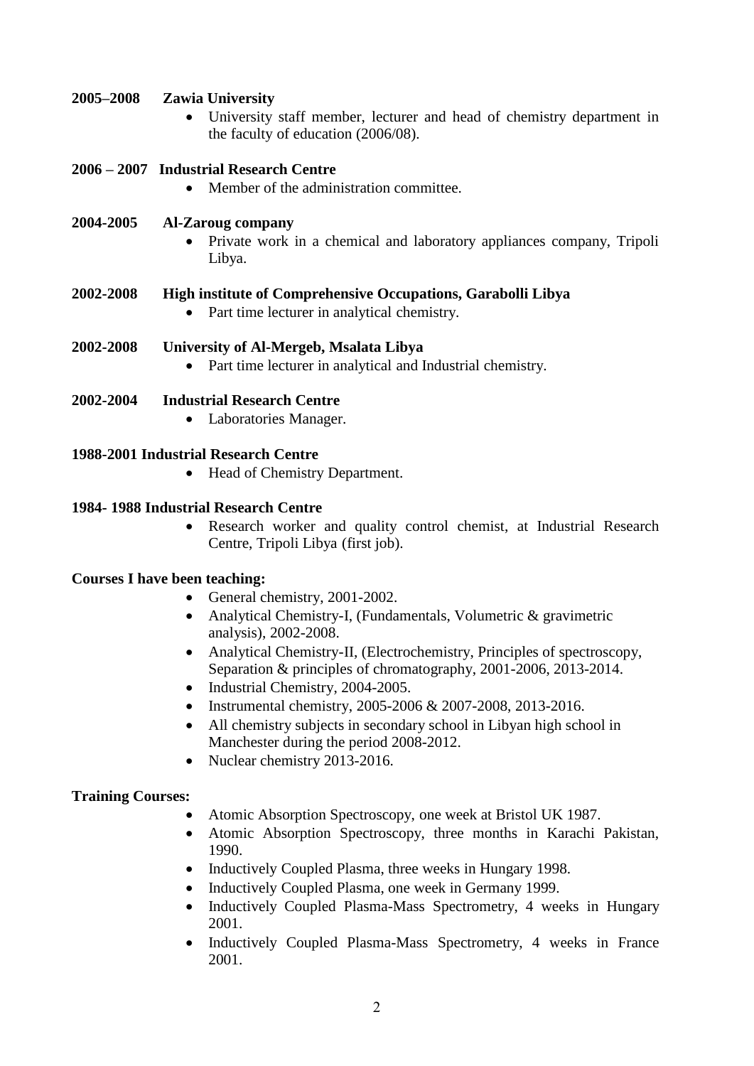**2005–2008 Zawia University**

- University staff member, lecturer and head of chemistry department in the faculty of education (2006/08).

**2006 – 2007 Industrial Research Centre**

- Member of the administration committee.

**2004-2005 Al-Zaroug company**

- Private work in a chemical and laboratory appliances company, Tripoli Libya.

**2002-2008 High institute of Comprehensive Occupations, Garabolli Libya**

- Part time lecturer in analytical chemistry.

**2002-2008 University of Al-Mergeb, Msalata Libya**

- Part time lecturer in analytical and Industrial chemistry.

**2002-2004 Industrial Research Centre**

- Laboratories Manager.

**1988-2001 Industrial Research Centre**

- Head of Chemistry Department.

**1984- 1988 Industrial Research Centre**

- Research worker and quality control chemist, at Industrial Research Centre, Tripoli Libya (first job).

**Courses I have been teaching:**

- General chemistry, 2001-2002.
- Analytical Chemistry-I, (Fundamentals, Volumetric & gravimetric analysis), 2002-2008.
- Analytical Chemistry-II, (Electrochemistry, Principles of spectroscopy, Separation & principles of chromatography, 2001-2006, 2013-2014.
- Industrial Chemistry, 2004-2005.
- Instrumental chemistry, 2005-2006 & 2007-2008, 2013-2016.
- All chemistry subjects in secondary school in Libyan high school in Manchester during the period 2008-2012.
- Nuclear chemistry 2013-2016.

**Training Courses:**

- Atomic Absorption Spectroscopy, one week at Bristol UK 1987.
- Atomic Absorption Spectroscopy, three months in Karachi Pakistan, 1990.
- Inductively Coupled Plasma, three weeks in Hungary 1998.
- Inductively Coupled Plasma, one week in Germany 1999.
- Inductively Coupled Plasma-Mass Spectrometry, 4 weeks in Hungary 2001.
- Inductively Coupled Plasma-Mass Spectrometry, 4 weeks in France 2001.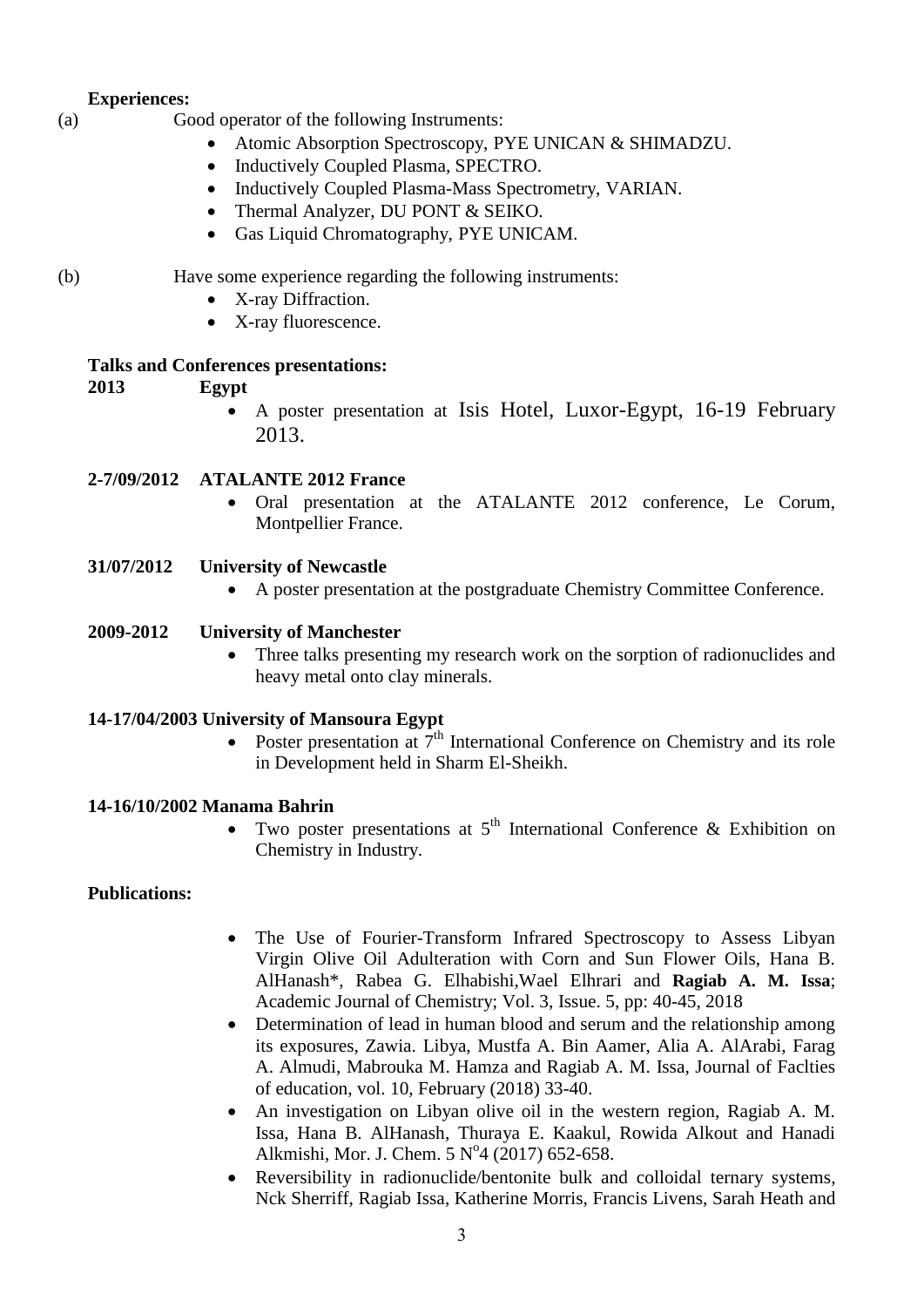**Experiences:**

(a) Good operator of the following Instruments:

- Atomic Absorption Spectroscopy, PYE UNICAN & SHIMADZU.
- Inductively Coupled Plasma, SPECTRO.
- Inductively Coupled Plasma-Mass Spectrometry, VARIAN.
- Thermal Analyzer, DU PONT & SEIKO.
- Gas Liquid Chromatography, PYE UNICAM.

(b) Have some experience regarding the following instruments:

- X-ray Diffraction.
- X-ray fluorescence.

**Talks and Conferences presentations:**

**2013 Egypt**

- A poster presentation at Isis Hotel, Luxor-Egypt, 16-19 February 2013.

**2-7/09/2012 ATALANTE 2012 France**

- Oral presentation at the ATALANTE 2012 conference, Le Corum, Montpellier France.

**31/07/2012 University of Newcastle**

- A poster presentation at the postgraduate Chemistry Committee Conference.

**2009-2012 University of Manchester**

- Three talks presenting my research work on the sorption of radionuclides and heavy metal onto clay minerals.

**14-17/04/2003 University of Mansoura Egypt**

- Poster presentation at 7th International Conference on Chemistry and its role in Development held in Sharm El-Sheikh.

**14-16/10/2002 Manama Bahrin**

- Two poster presentations at 5th International Conference & Exhibition on Chemistry in Industry.

**Publications:**

- The Use of Fourier-Transform Infrared Spectroscopy to Assess Libyan Virgin Olive Oil Adulteration with Corn and Sun Flower Oils, Hana B. AlHanash*, Rabea G. Elhabishi,Wael Elhrari and **Ragiab A. M. Issa**; Academic Journal of Chemistry; Vol. 3, Issue. 5, pp: 40-45, 2018
- Determination of lead in human blood and serum and the relationship among its exposures, Zawia. Libya, Mustfa A. Bin Aamer, Alia A. AlArabi, Farag A. Almudi, Mabrouka M. Hamza and Ragiab A. M. Issa, Journal of Faclties of education, vol. 10, February (2018) 33-40.
- An investigation on Libyan olive oil in the western region, Ragiab A. M. Issa, Hana B. AlHanash, Thuraya E. Kaakul, Rowida Alkout and Hanadi Alkmishi, Mor. J. Chem. 5 N°4 (2017) 652-658.
- Reversibility in radionuclide/bentonite bulk and colloidal ternary systems, Nck Sherriff, Ragiab Issa, Katherine Morris, Francis Livens, Sarah Heath and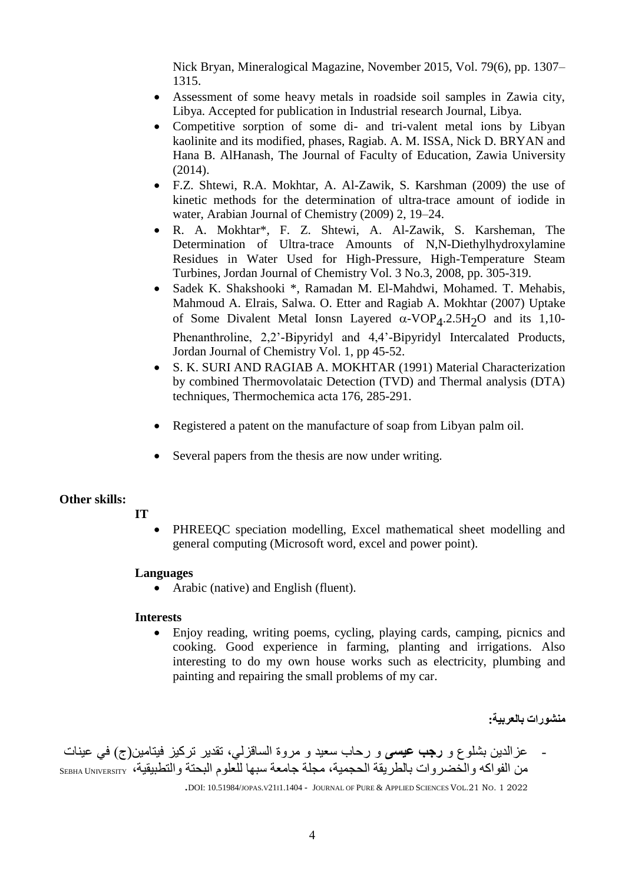Nick Bryan, Mineralogical Magazine, November 2015, Vol. 79(6), pp. 1307–1315.

- Assessment of some heavy metals in roadside soil samples in Zawia city, Libya. Accepted for publication in Industrial research Journal, Libya.
- Competitive sorption of some di- and tri-valent metal ions by Libyan kaolinite and its modified, phases, Ragiab. A. M. ISSA, Nick D. BRYAN and Hana B. AlHanash, The Journal of Faculty of Education, Zawia University (2014).
- F.Z. Shtewi, R.A. Mokhtar, A. Al-Zawik, S. Karshman (2009) the use of kinetic methods for the determination of ultra-trace amount of iodide in water, Arabian Journal of Chemistry (2009) 2, 19–24.
- R. A. Mokhtar*, F. Z. Shtewi, A. Al-Zawik, S. Karsheman, The Determination of Ultra-trace Amounts of N,N-Diethylhydroxylamine Residues in Water Used for High-Pressure, High-Temperature Steam Turbines, Jordan Journal of Chemistry Vol. 3 No.3, 2008, pp. 305-319.
- Sadek K. Shakshooki *, Ramadan M. El-Mahdwi, Mohamed. T. Mehabis, Mahmoud A. Elrais, Salwa. O. Etter and Ragiab A. Mokhtar (2007) Uptake of Some Divalent Metal Ionsn Layered $\alpha$-$VOP_4.2.5H_2O$ and its 1,10-Phenanthroline, 2,2'-Bipyridyl and 4,4'-Bipyridyl Intercalated Products, Jordan Journal of Chemistry Vol. 1, pp 45-52.
- S. K. SURI AND RAGIAB A. MOKHTAR (1991) Material Characterization by combined Thermovolataic Detection (TVD) and Thermal analysis (DTA) techniques, Thermochemica acta 176, 285-291.
- Registered a patent on the manufacture of soap from Libyan palm oil.
- Several papers from the thesis are now under writing.

**Other skills:**

**IT**

- PHREEQC speciation modelling, Excel mathematical sheet modelling and general computing (Microsoft word, excel and power point).

**Languages**

- Arabic (native) and English (fluent).

**Interests**

- Enjoy reading, writing poems, cycling, playing cards, camping, picnics and cooking. Good experience in farming, planting and irrigations. Also interesting to do my own house works such as electricity, plumbing and painting and repairing the small problems of my car.

**منشورات بالعربية:**

- عزالدين بشلوع و **رجب عيسى** و رحاب سعيد و مروة الساقزلي، تقدير تركيز فيتامين(ج) في عينات من الفواكه والخضروات بالطريقة الحجمية، مجلة جامعة سبها للعلوم البحتة والتطبيقية، SEBHA UNIVERSITY JOURNAL OF PURE & APPLIED SCIENCES VOL.21 NO. 1 2022 - DOI: 10.51984/JOPAS.V21I1.1404.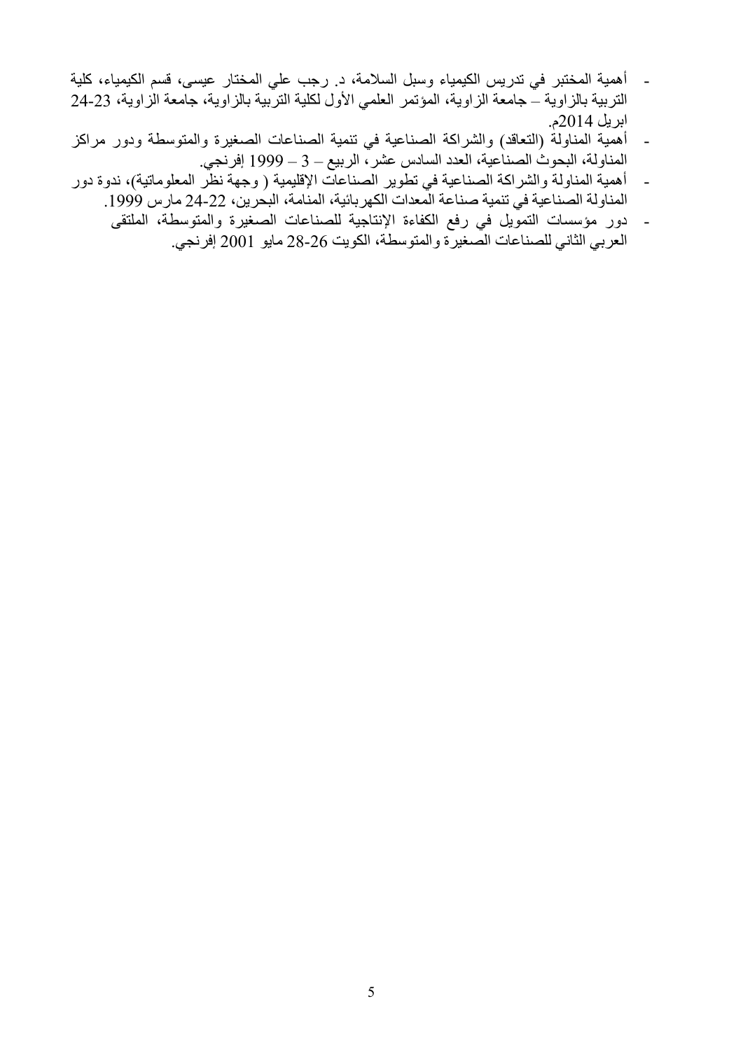- أهمية المختبر في تدريس الكيمياء وسبل السلامة، د. رجب علي المختار عيسى، قسم الكيمياء، كلية التربية بالزاوية – جامعة الزاوية، المؤتمر العلمي الأول لكلية التربية بالزاوية، جامعة الزاوية، 23-24 ابريل 2014م.
- أهمية المناولة (التعاقد) والشراكة الصناعية في تنمية الصناعات الصغيرة والمتوسطة ودور مراكز المناولة، البحوث الصناعية، العدد السادس عشر، الربيع – 3 – 1999 إفرنجي.
- أهمية المناولة والشراكة الصناعية في تطوير الصناعات الإقليمية ( وجهة نظر المعلوماتية)، ندوة دور المناولة الصناعية في تنمية صناعة المعدات الكهربائية، المنامة، البحرين، 22-24 مارس 1999.
- دور مؤسسات التمويل في رفع الكفاءة الإنتاجية للصناعات الصغيرة والمتوسطة، الملتقى العربي الثاني للصناعات الصغيرة والمتوسطة، الكويت 26-28 مايو 2001 إفرنجي.